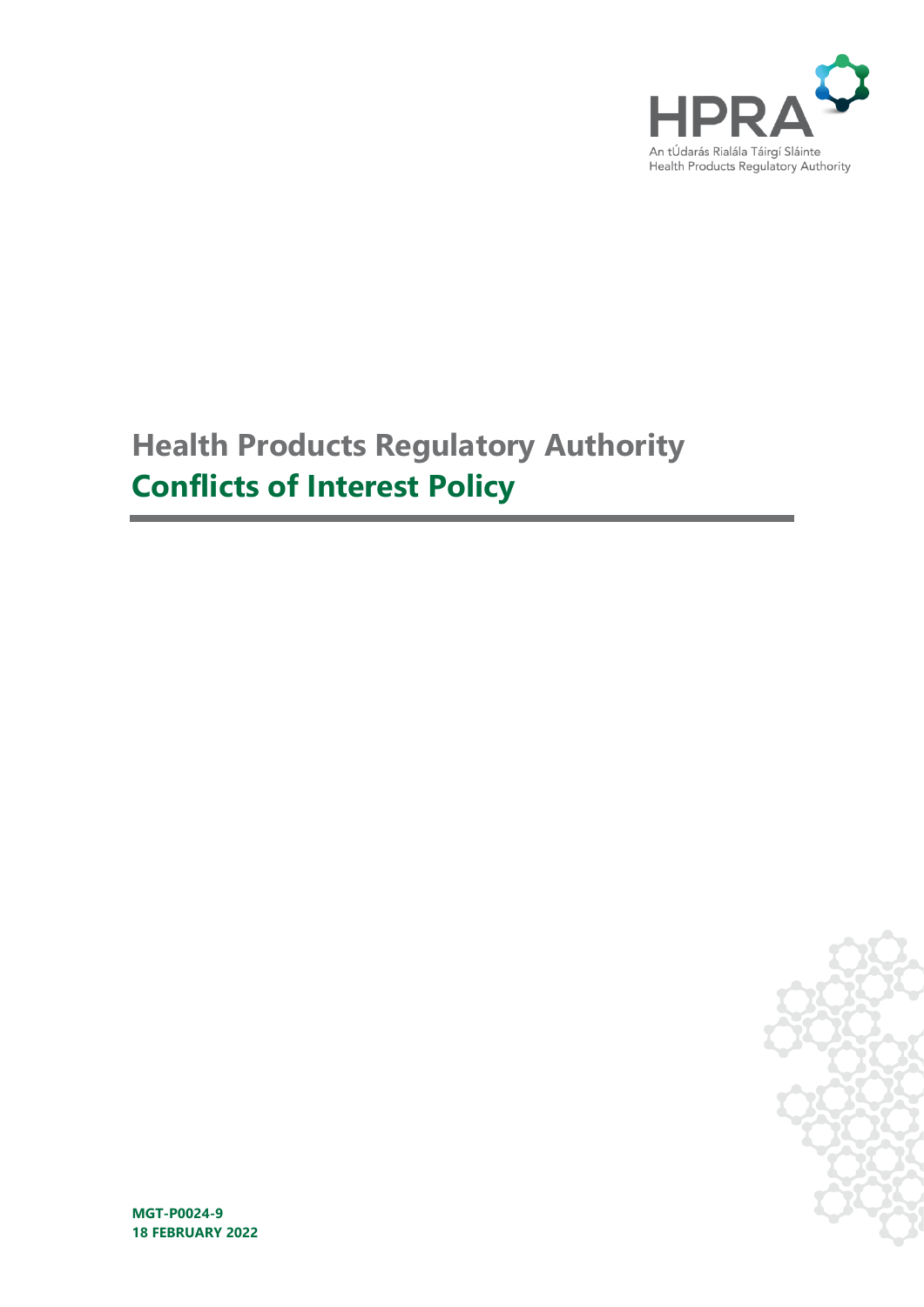HPRA

An tÚdarás Rialála Táirgí Sláinte
Health Products Regulatory Authority

# Health Products Regulatory Authority
# Conflicts of Interest Policy

**MGT-P0024-9**
**18 FEBRUARY 2022**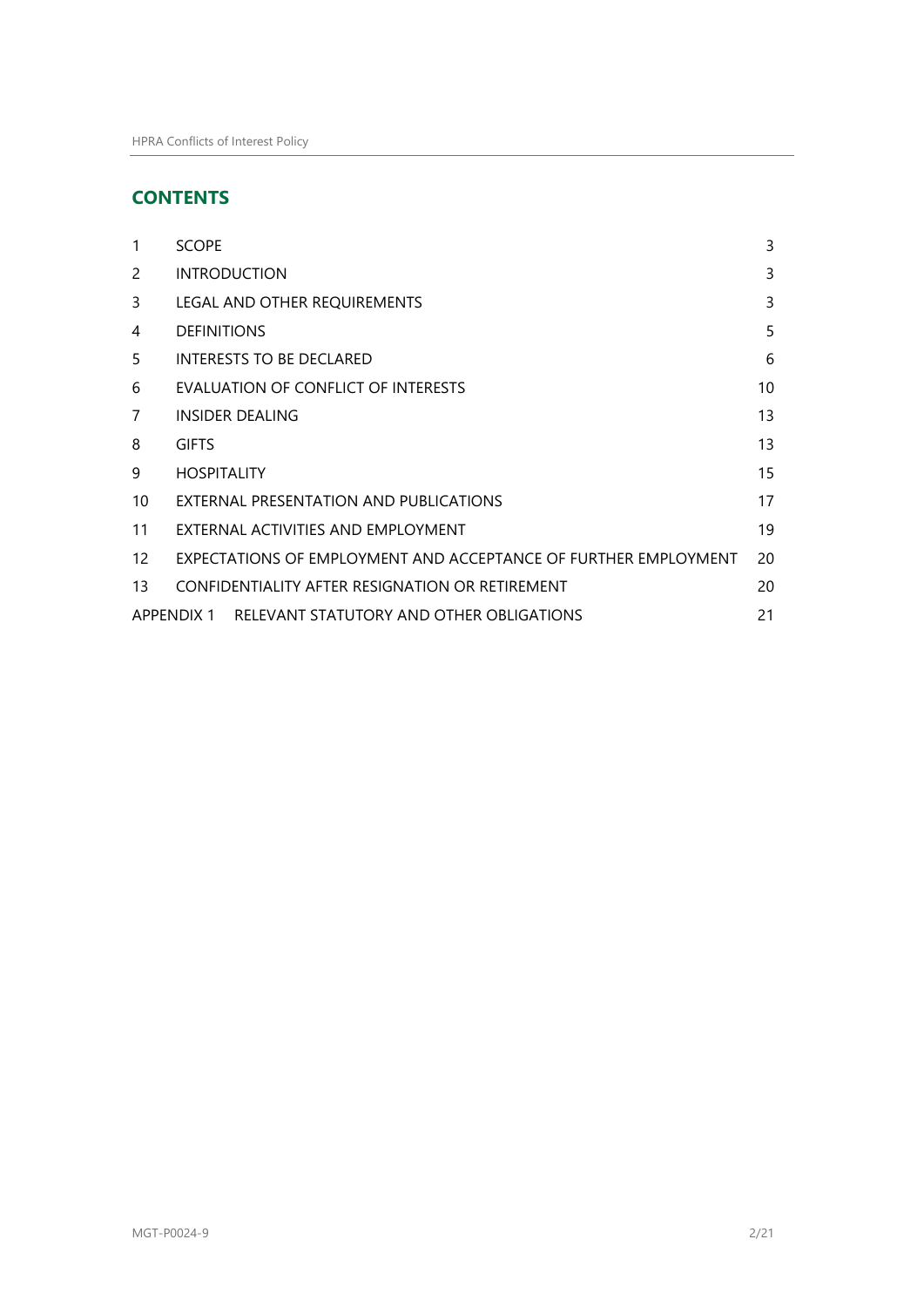## CONTENTS

| | | |
|---|---|---|
| 1 | SCOPE | 3 |
| 2 | INTRODUCTION | 3 |
| 3 | LEGAL AND OTHER REQUIREMENTS | 3 |
| 4 | DEFINITIONS | 5 |
| 5 | INTERESTS TO BE DECLARED | 6 |
| 6 | EVALUATION OF CONFLICT OF INTERESTS | 10 |
| 7 | INSIDER DEALING | 13 |
| 8 | GIFTS | 13 |
| 9 | HOSPITALITY | 15 |
| 10 | EXTERNAL PRESENTATION AND PUBLICATIONS | 17 |
| 11 | EXTERNAL ACTIVITIES AND EMPLOYMENT | 19 |
| 12 | EXPECTATIONS OF EMPLOYMENT AND ACCEPTANCE OF FURTHER EMPLOYMENT | 20 |
| 13 | CONFIDENTIALITY AFTER RESIGNATION OR RETIREMENT | 20 |
| APPENDIX 1 | RELEVANT STATUTORY AND OTHER OBLIGATIONS | 21 |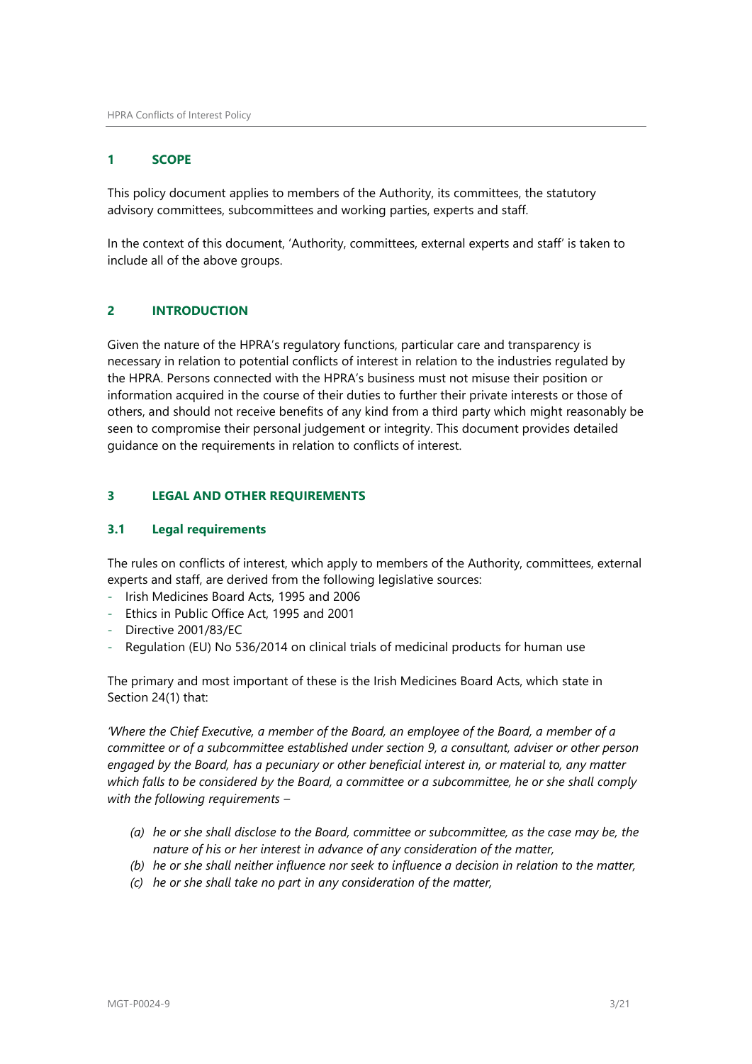## 1 SCOPE

This policy document applies to members of the Authority, its committees, the statutory advisory committees, subcommittees and working parties, experts and staff.

In the context of this document, 'Authority, committees, external experts and staff' is taken to include all of the above groups.

## 2 INTRODUCTION

Given the nature of the HPRA's regulatory functions, particular care and transparency is necessary in relation to potential conflicts of interest in relation to the industries regulated by the HPRA. Persons connected with the HPRA's business must not misuse their position or information acquired in the course of their duties to further their private interests or those of others, and should not receive benefits of any kind from a third party which might reasonably be seen to compromise their personal judgement or integrity. This document provides detailed guidance on the requirements in relation to conflicts of interest.

## 3 LEGAL AND OTHER REQUIREMENTS

### 3.1 Legal requirements

The rules on conflicts of interest, which apply to members of the Authority, committees, external experts and staff, are derived from the following legislative sources:

- Irish Medicines Board Acts, 1995 and 2006
- Ethics in Public Office Act, 1995 and 2001
- Directive 2001/83/EC
- Regulation (EU) No 536/2014 on clinical trials of medicinal products for human use

The primary and most important of these is the Irish Medicines Board Acts, which state in Section 24(1) that:

*'Where the Chief Executive, a member of the Board, an employee of the Board, a member of a committee or of a subcommittee established under section 9, a consultant, adviser or other person engaged by the Board, has a pecuniary or other beneficial interest in, or material to, any matter which falls to be considered by the Board, a committee or a subcommittee, he or she shall comply with the following requirements –*

- *(a) he or she shall disclose to the Board, committee or subcommittee, as the case may be, the nature of his or her interest in advance of any consideration of the matter,*
- *(b) he or she shall neither influence nor seek to influence a decision in relation to the matter,*
- *(c) he or she shall take no part in any consideration of the matter,*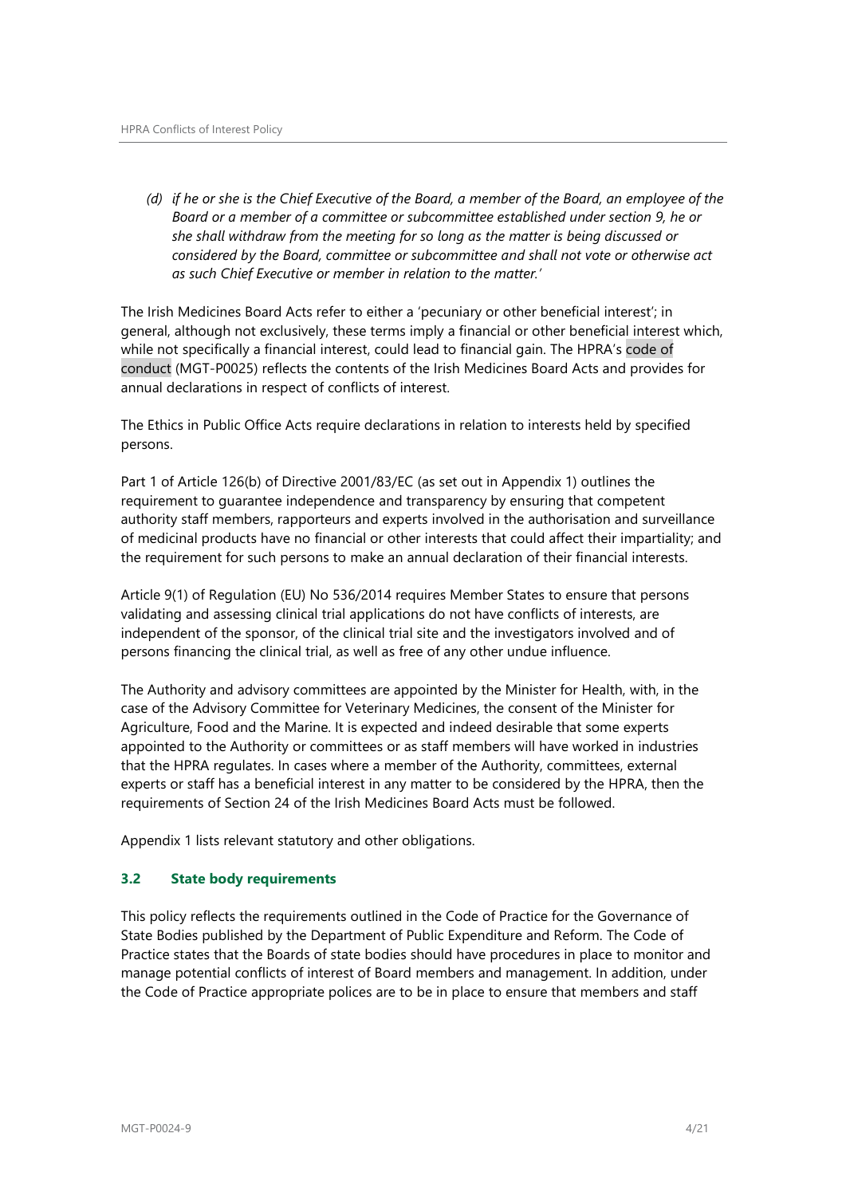*(d) if he or she is the Chief Executive of the Board, a member of the Board, an employee of the Board or a member of a committee or subcommittee established under section 9, he or she shall withdraw from the meeting for so long as the matter is being discussed or considered by the Board, committee or subcommittee and shall not vote or otherwise act as such Chief Executive or member in relation to the matter.'*

The Irish Medicines Board Acts refer to either a 'pecuniary or other beneficial interest'; in general, although not exclusively, these terms imply a financial or other beneficial interest which, while not specifically a financial interest, could lead to financial gain. The HPRA's code of conduct (MGT-P0025) reflects the contents of the Irish Medicines Board Acts and provides for annual declarations in respect of conflicts of interest.

The Ethics in Public Office Acts require declarations in relation to interests held by specified persons.

Part 1 of Article 126(b) of Directive 2001/83/EC (as set out in Appendix 1) outlines the requirement to guarantee independence and transparency by ensuring that competent authority staff members, rapporteurs and experts involved in the authorisation and surveillance of medicinal products have no financial or other interests that could affect their impartiality; and the requirement for such persons to make an annual declaration of their financial interests.

Article 9(1) of Regulation (EU) No 536/2014 requires Member States to ensure that persons validating and assessing clinical trial applications do not have conflicts of interests, are independent of the sponsor, of the clinical trial site and the investigators involved and of persons financing the clinical trial, as well as free of any other undue influence.

The Authority and advisory committees are appointed by the Minister for Health, with, in the case of the Advisory Committee for Veterinary Medicines, the consent of the Minister for Agriculture, Food and the Marine. It is expected and indeed desirable that some experts appointed to the Authority or committees or as staff members will have worked in industries that the HPRA regulates. In cases where a member of the Authority, committees, external experts or staff has a beneficial interest in any matter to be considered by the HPRA, then the requirements of Section 24 of the Irish Medicines Board Acts must be followed.

Appendix 1 lists relevant statutory and other obligations.

### 3.2 State body requirements

This policy reflects the requirements outlined in the Code of Practice for the Governance of State Bodies published by the Department of Public Expenditure and Reform. The Code of Practice states that the Boards of state bodies should have procedures in place to monitor and manage potential conflicts of interest of Board members and management. In addition, under the Code of Practice appropriate polices are to be in place to ensure that members and staff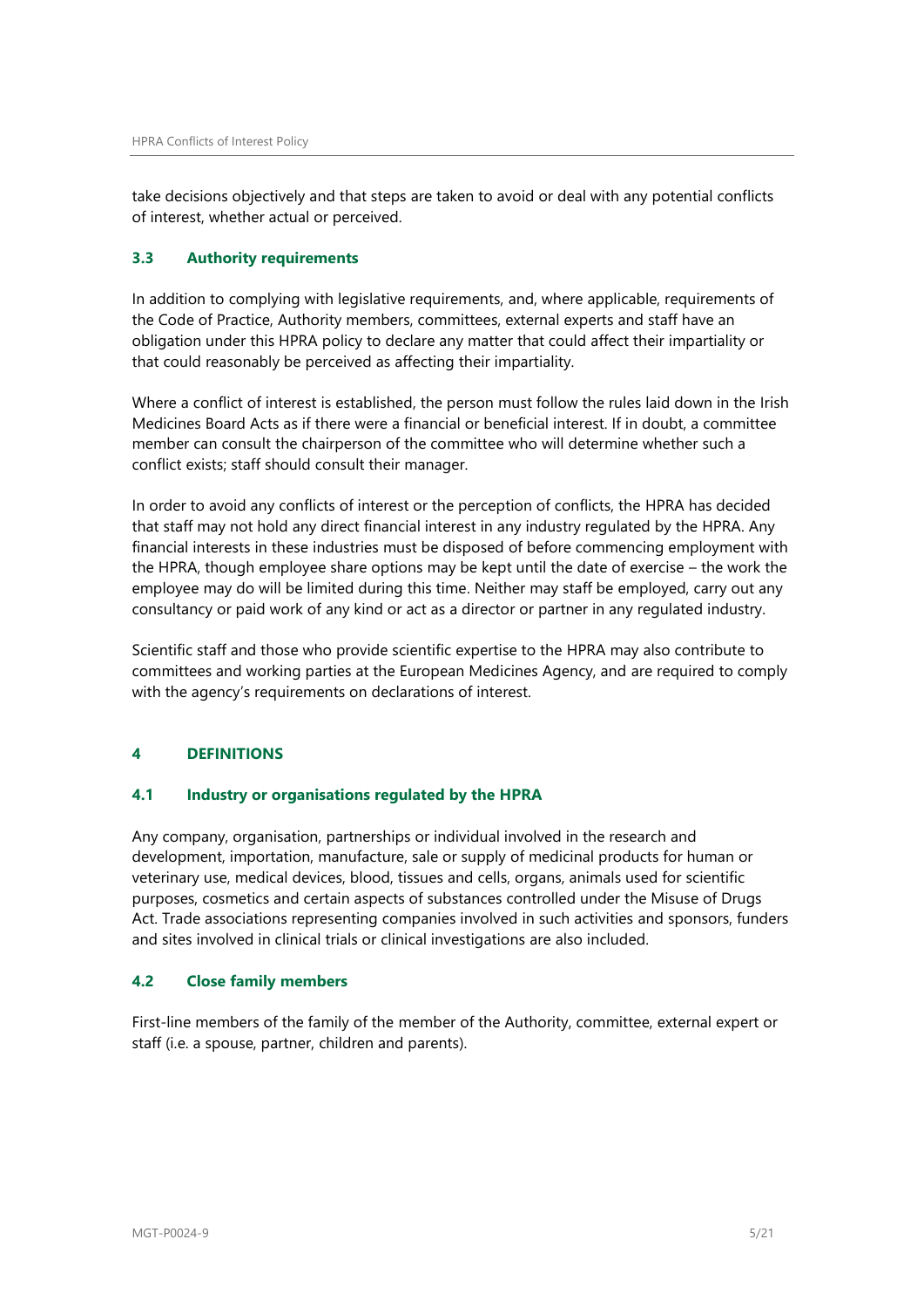take decisions objectively and that steps are taken to avoid or deal with any potential conflicts of interest, whether actual or perceived.

### 3.3 Authority requirements

In addition to complying with legislative requirements, and, where applicable, requirements of the Code of Practice, Authority members, committees, external experts and staff have an obligation under this HPRA policy to declare any matter that could affect their impartiality or that could reasonably be perceived as affecting their impartiality.

Where a conflict of interest is established, the person must follow the rules laid down in the Irish Medicines Board Acts as if there were a financial or beneficial interest. If in doubt, a committee member can consult the chairperson of the committee who will determine whether such a conflict exists; staff should consult their manager.

In order to avoid any conflicts of interest or the perception of conflicts, the HPRA has decided that staff may not hold any direct financial interest in any industry regulated by the HPRA. Any financial interests in these industries must be disposed of before commencing employment with the HPRA, though employee share options may be kept until the date of exercise – the work the employee may do will be limited during this time. Neither may staff be employed, carry out any consultancy or paid work of any kind or act as a director or partner in any regulated industry.

Scientific staff and those who provide scientific expertise to the HPRA may also contribute to committees and working parties at the European Medicines Agency, and are required to comply with the agency's requirements on declarations of interest.

## 4 DEFINITIONS

### 4.1 Industry or organisations regulated by the HPRA

Any company, organisation, partnerships or individual involved in the research and development, importation, manufacture, sale or supply of medicinal products for human or veterinary use, medical devices, blood, tissues and cells, organs, animals used for scientific purposes, cosmetics and certain aspects of substances controlled under the Misuse of Drugs Act. Trade associations representing companies involved in such activities and sponsors, funders and sites involved in clinical trials or clinical investigations are also included.

### 4.2 Close family members

First-line members of the family of the member of the Authority, committee, external expert or staff (i.e. a spouse, partner, children and parents).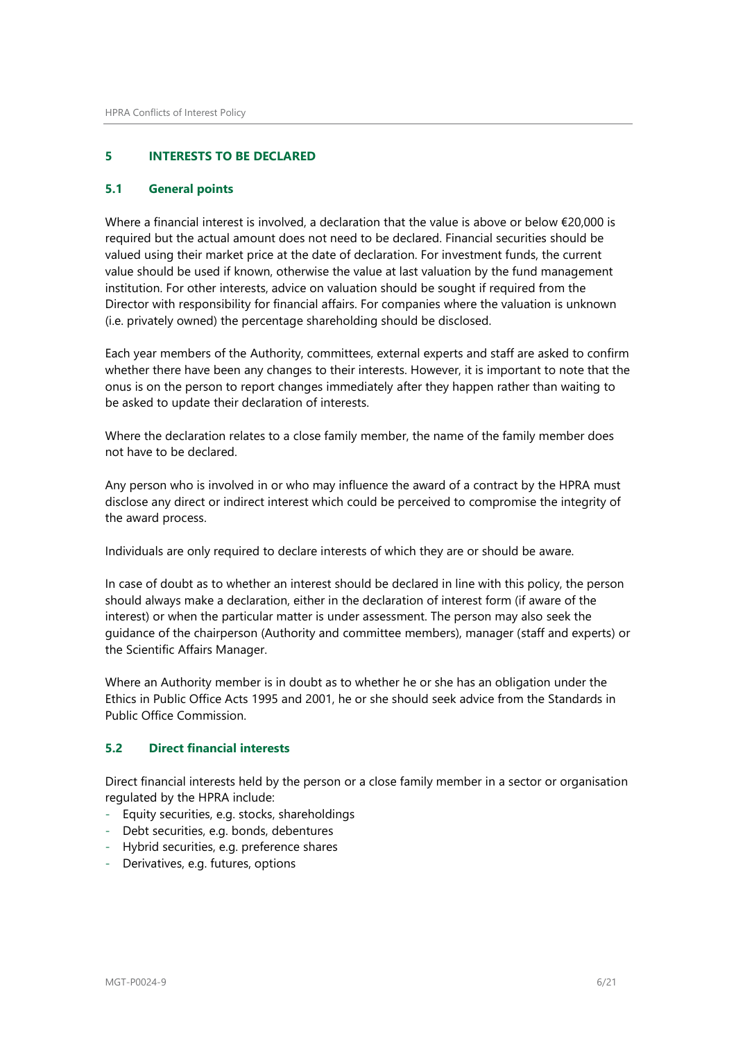## 5 INTERESTS TO BE DECLARED

### 5.1 General points

Where a financial interest is involved, a declaration that the value is above or below €20,000 is required but the actual amount does not need to be declared. Financial securities should be valued using their market price at the date of declaration. For investment funds, the current value should be used if known, otherwise the value at last valuation by the fund management institution. For other interests, advice on valuation should be sought if required from the Director with responsibility for financial affairs. For companies where the valuation is unknown (i.e. privately owned) the percentage shareholding should be disclosed.

Each year members of the Authority, committees, external experts and staff are asked to confirm whether there have been any changes to their interests. However, it is important to note that the onus is on the person to report changes immediately after they happen rather than waiting to be asked to update their declaration of interests.

Where the declaration relates to a close family member, the name of the family member does not have to be declared.

Any person who is involved in or who may influence the award of a contract by the HPRA must disclose any direct or indirect interest which could be perceived to compromise the integrity of the award process.

Individuals are only required to declare interests of which they are or should be aware.

In case of doubt as to whether an interest should be declared in line with this policy, the person should always make a declaration, either in the declaration of interest form (if aware of the interest) or when the particular matter is under assessment. The person may also seek the guidance of the chairperson (Authority and committee members), manager (staff and experts) or the Scientific Affairs Manager.

Where an Authority member is in doubt as to whether he or she has an obligation under the Ethics in Public Office Acts 1995 and 2001, he or she should seek advice from the Standards in Public Office Commission.

### 5.2 Direct financial interests

Direct financial interests held by the person or a close family member in a sector or organisation regulated by the HPRA include:

- Equity securities, e.g. stocks, shareholdings
- Debt securities, e.g. bonds, debentures
- Hybrid securities, e.g. preference shares
- Derivatives, e.g. futures, options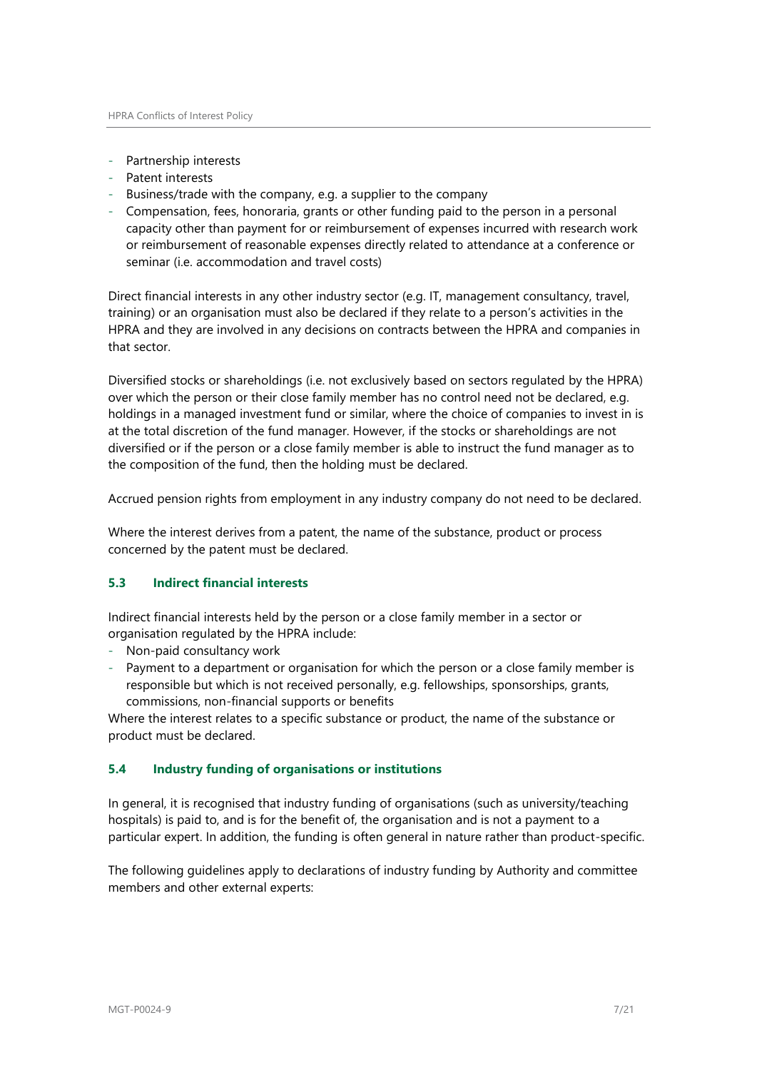- Partnership interests
- Patent interests
- Business/trade with the company, e.g. a supplier to the company
- Compensation, fees, honoraria, grants or other funding paid to the person in a personal capacity other than payment for or reimbursement of expenses incurred with research work or reimbursement of reasonable expenses directly related to attendance at a conference or seminar (i.e. accommodation and travel costs)

Direct financial interests in any other industry sector (e.g. IT, management consultancy, travel, training) or an organisation must also be declared if they relate to a person's activities in the HPRA and they are involved in any decisions on contracts between the HPRA and companies in that sector.

Diversified stocks or shareholdings (i.e. not exclusively based on sectors regulated by the HPRA) over which the person or their close family member has no control need not be declared, e.g. holdings in a managed investment fund or similar, where the choice of companies to invest in is at the total discretion of the fund manager. However, if the stocks or shareholdings are not diversified or if the person or a close family member is able to instruct the fund manager as to the composition of the fund, then the holding must be declared.

Accrued pension rights from employment in any industry company do not need to be declared.

Where the interest derives from a patent, the name of the substance, product or process concerned by the patent must be declared.

### 5.3 Indirect financial interests

Indirect financial interests held by the person or a close family member in a sector or organisation regulated by the HPRA include:

- Non-paid consultancy work
- Payment to a department or organisation for which the person or a close family member is responsible but which is not received personally, e.g. fellowships, sponsorships, grants, commissions, non-financial supports or benefits

Where the interest relates to a specific substance or product, the name of the substance or product must be declared.

### 5.4 Industry funding of organisations or institutions

In general, it is recognised that industry funding of organisations (such as university/teaching hospitals) is paid to, and is for the benefit of, the organisation and is not a payment to a particular expert. In addition, the funding is often general in nature rather than product-specific.

The following guidelines apply to declarations of industry funding by Authority and committee members and other external experts: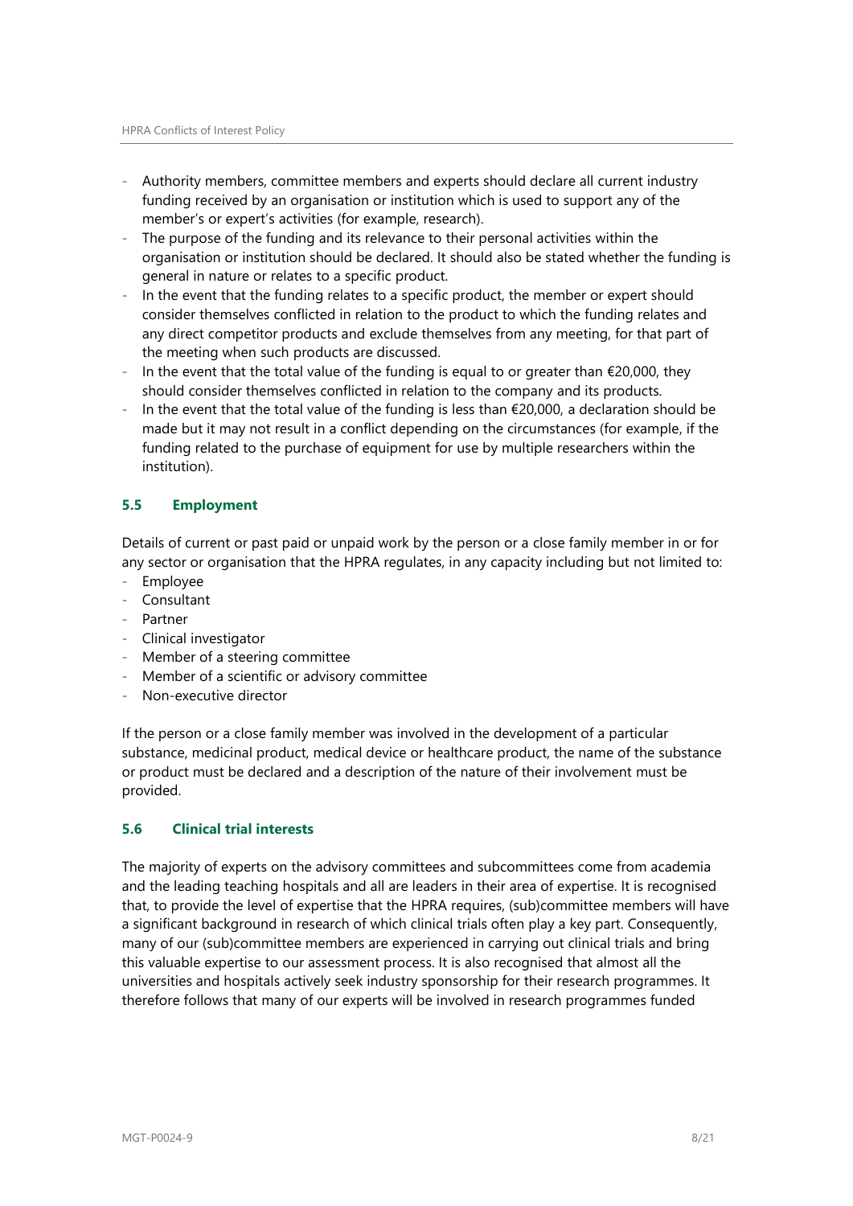- Authority members, committee members and experts should declare all current industry funding received by an organisation or institution which is used to support any of the member's or expert's activities (for example, research).
- The purpose of the funding and its relevance to their personal activities within the organisation or institution should be declared. It should also be stated whether the funding is general in nature or relates to a specific product.
- In the event that the funding relates to a specific product, the member or expert should consider themselves conflicted in relation to the product to which the funding relates and any direct competitor products and exclude themselves from any meeting, for that part of the meeting when such products are discussed.
- In the event that the total value of the funding is equal to or greater than €20,000, they should consider themselves conflicted in relation to the company and its products.
- In the event that the total value of the funding is less than €20,000, a declaration should be made but it may not result in a conflict depending on the circumstances (for example, if the funding related to the purchase of equipment for use by multiple researchers within the institution).

### 5.5 Employment

Details of current or past paid or unpaid work by the person or a close family member in or for any sector or organisation that the HPRA regulates, in any capacity including but not limited to:

- Employee
- Consultant
- Partner
- Clinical investigator
- Member of a steering committee
- Member of a scientific or advisory committee
- Non-executive director

If the person or a close family member was involved in the development of a particular substance, medicinal product, medical device or healthcare product, the name of the substance or product must be declared and a description of the nature of their involvement must be provided.

### 5.6 Clinical trial interests

The majority of experts on the advisory committees and subcommittees come from academia and the leading teaching hospitals and all are leaders in their area of expertise. It is recognised that, to provide the level of expertise that the HPRA requires, (sub)committee members will have a significant background in research of which clinical trials often play a key part. Consequently, many of our (sub)committee members are experienced in carrying out clinical trials and bring this valuable expertise to our assessment process. It is also recognised that almost all the universities and hospitals actively seek industry sponsorship for their research programmes. It therefore follows that many of our experts will be involved in research programmes funded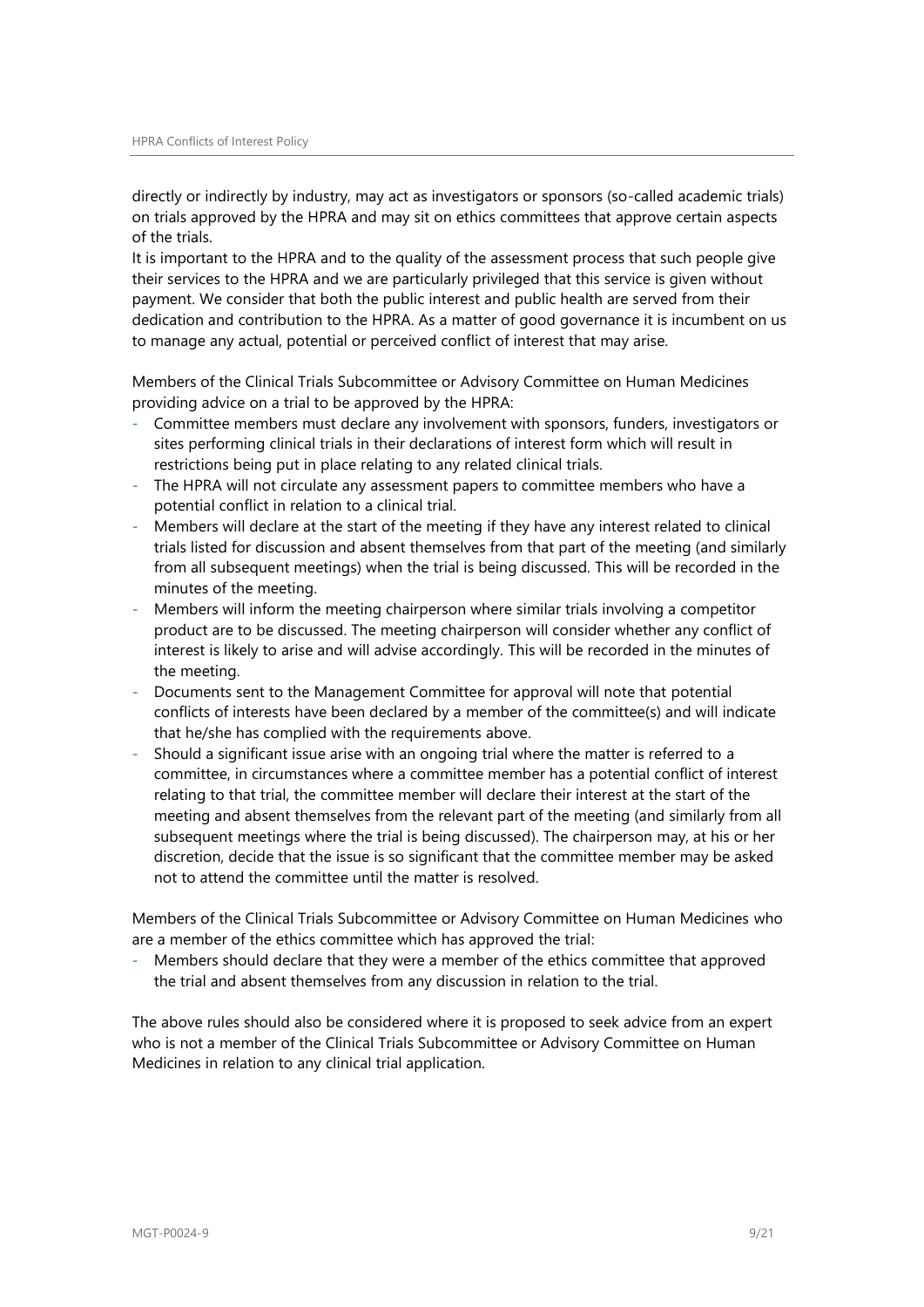directly or indirectly by industry, may act as investigators or sponsors (so-called academic trials) on trials approved by the HPRA and may sit on ethics committees that approve certain aspects of the trials.
It is important to the HPRA and to the quality of the assessment process that such people give their services to the HPRA and we are particularly privileged that this service is given without payment. We consider that both the public interest and public health are served from their dedication and contribution to the HPRA. As a matter of good governance it is incumbent on us to manage any actual, potential or perceived conflict of interest that may arise.

Members of the Clinical Trials Subcommittee or Advisory Committee on Human Medicines providing advice on a trial to be approved by the HPRA:

- Committee members must declare any involvement with sponsors, funders, investigators or sites performing clinical trials in their declarations of interest form which will result in restrictions being put in place relating to any related clinical trials.
- The HPRA will not circulate any assessment papers to committee members who have a potential conflict in relation to a clinical trial.
- Members will declare at the start of the meeting if they have any interest related to clinical trials listed for discussion and absent themselves from that part of the meeting (and similarly from all subsequent meetings) when the trial is being discussed. This will be recorded in the minutes of the meeting.
- Members will inform the meeting chairperson where similar trials involving a competitor product are to be discussed. The meeting chairperson will consider whether any conflict of interest is likely to arise and will advise accordingly. This will be recorded in the minutes of the meeting.
- Documents sent to the Management Committee for approval will note that potential conflicts of interests have been declared by a member of the committee(s) and will indicate that he/she has complied with the requirements above.
- Should a significant issue arise with an ongoing trial where the matter is referred to a committee, in circumstances where a committee member has a potential conflict of interest relating to that trial, the committee member will declare their interest at the start of the meeting and absent themselves from the relevant part of the meeting (and similarly from all subsequent meetings where the trial is being discussed). The chairperson may, at his or her discretion, decide that the issue is so significant that the committee member may be asked not to attend the committee until the matter is resolved.

Members of the Clinical Trials Subcommittee or Advisory Committee on Human Medicines who are a member of the ethics committee which has approved the trial:

- Members should declare that they were a member of the ethics committee that approved the trial and absent themselves from any discussion in relation to the trial.

The above rules should also be considered where it is proposed to seek advice from an expert who is not a member of the Clinical Trials Subcommittee or Advisory Committee on Human Medicines in relation to any clinical trial application.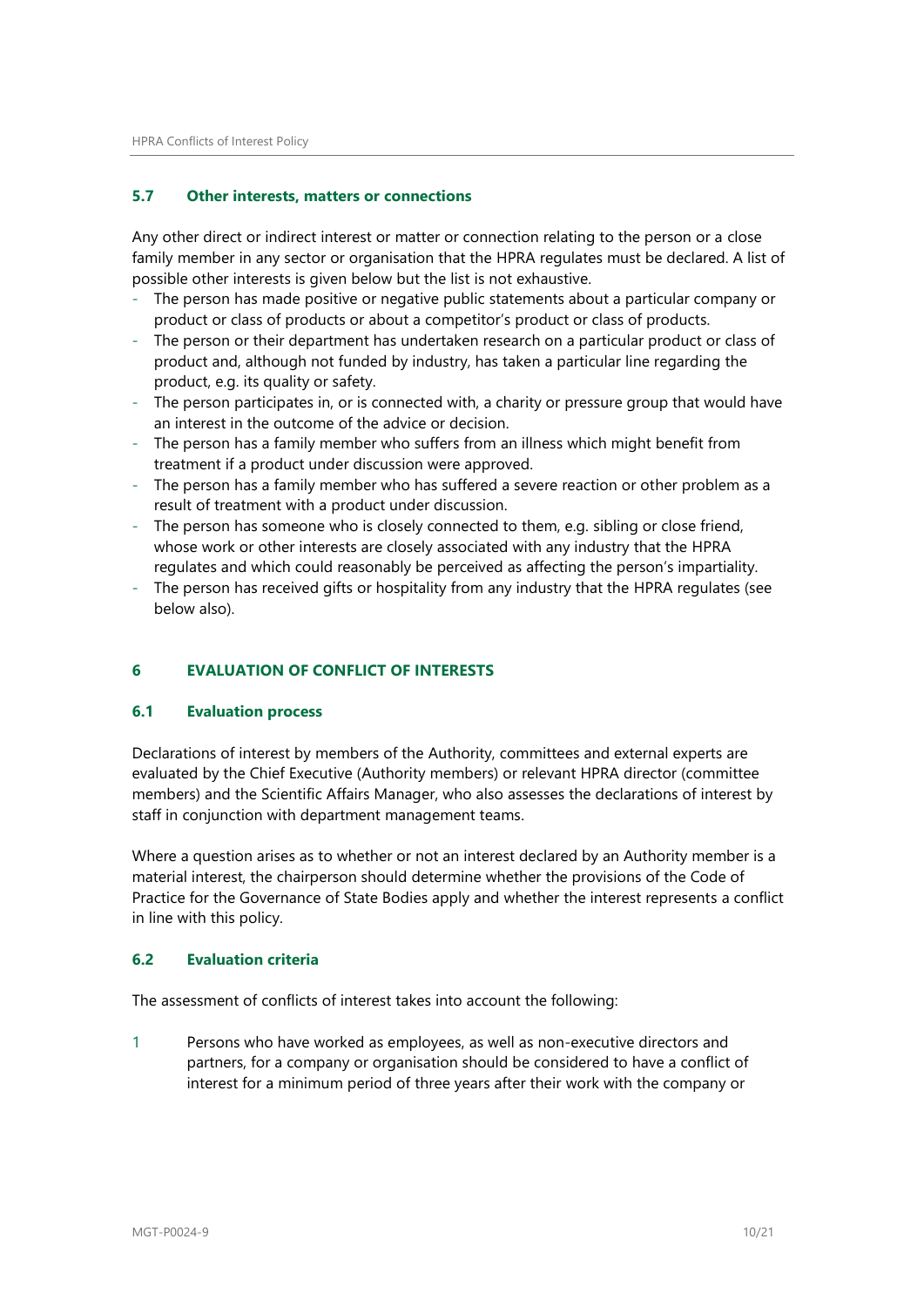### 5.7 Other interests, matters or connections

Any other direct or indirect interest or matter or connection relating to the person or a close family member in any sector or organisation that the HPRA regulates must be declared. A list of possible other interests is given below but the list is not exhaustive.

- The person has made positive or negative public statements about a particular company or product or class of products or about a competitor's product or class of products.
- The person or their department has undertaken research on a particular product or class of product and, although not funded by industry, has taken a particular line regarding the product, e.g. its quality or safety.
- The person participates in, or is connected with, a charity or pressure group that would have an interest in the outcome of the advice or decision.
- The person has a family member who suffers from an illness which might benefit from treatment if a product under discussion were approved.
- The person has a family member who has suffered a severe reaction or other problem as a result of treatment with a product under discussion.
- The person has someone who is closely connected to them, e.g. sibling or close friend, whose work or other interests are closely associated with any industry that the HPRA regulates and which could reasonably be perceived as affecting the person's impartiality.
- The person has received gifts or hospitality from any industry that the HPRA regulates (see below also).

## 6 EVALUATION OF CONFLICT OF INTERESTS

### 6.1 Evaluation process

Declarations of interest by members of the Authority, committees and external experts are evaluated by the Chief Executive (Authority members) or relevant HPRA director (committee members) and the Scientific Affairs Manager, who also assesses the declarations of interest by staff in conjunction with department management teams.

Where a question arises as to whether or not an interest declared by an Authority member is a material interest, the chairperson should determine whether the provisions of the Code of Practice for the Governance of State Bodies apply and whether the interest represents a conflict in line with this policy.

### 6.2 Evaluation criteria

The assessment of conflicts of interest takes into account the following:

1. Persons who have worked as employees, as well as non-executive directors and partners, for a company or organisation should be considered to have a conflict of interest for a minimum period of three years after their work with the company or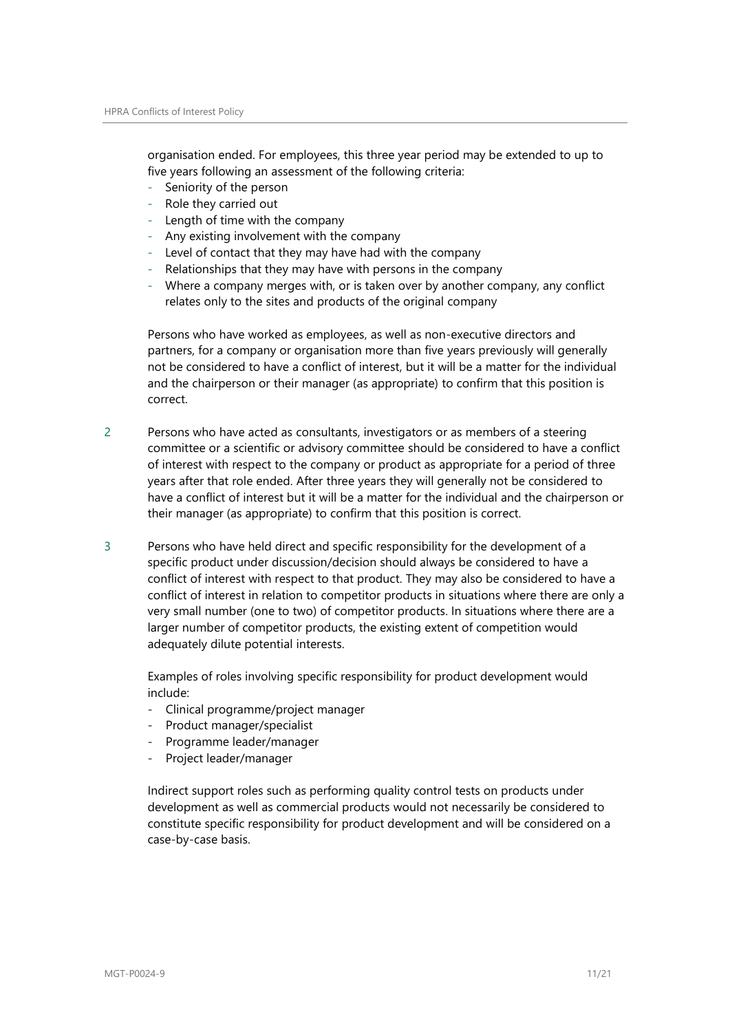organisation ended. For employees, this three year period may be extended to up to five years following an assessment of the following criteria:

- Seniority of the person
- Role they carried out
- Length of time with the company
- Any existing involvement with the company
- Level of contact that they may have had with the company
- Relationships that they may have with persons in the company
- Where a company merges with, or is taken over by another company, any conflict relates only to the sites and products of the original company

Persons who have worked as employees, as well as non-executive directors and partners, for a company or organisation more than five years previously will generally not be considered to have a conflict of interest, but it will be a matter for the individual and the chairperson or their manager (as appropriate) to confirm that this position is correct.

2. Persons who have acted as consultants, investigators or as members of a steering committee or a scientific or advisory committee should be considered to have a conflict of interest with respect to the company or product as appropriate for a period of three years after that role ended. After three years they will generally not be considered to have a conflict of interest but it will be a matter for the individual and the chairperson or their manager (as appropriate) to confirm that this position is correct.

3. Persons who have held direct and specific responsibility for the development of a specific product under discussion/decision should always be considered to have a conflict of interest with respect to that product. They may also be considered to have a conflict of interest in relation to competitor products in situations where there are only a very small number (one to two) of competitor products. In situations where there are a larger number of competitor products, the existing extent of competition would adequately dilute potential interests.

   Examples of roles involving specific responsibility for product development would include:

   - Clinical programme/project manager
   - Product manager/specialist
   - Programme leader/manager
   - Project leader/manager

   Indirect support roles such as performing quality control tests on products under development as well as commercial products would not necessarily be considered to constitute specific responsibility for product development and will be considered on a case-by-case basis.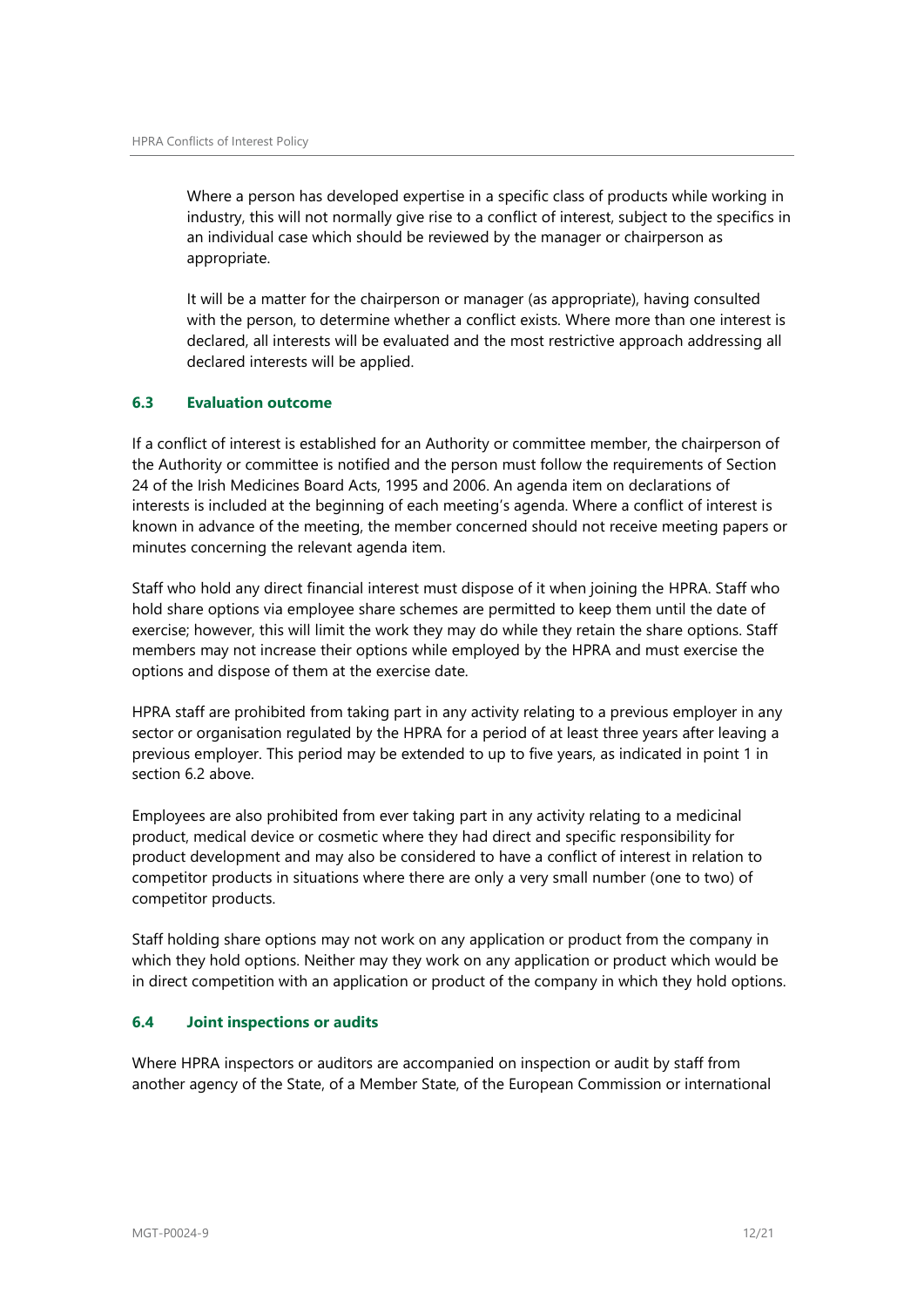Where a person has developed expertise in a specific class of products while working in industry, this will not normally give rise to a conflict of interest, subject to the specifics in an individual case which should be reviewed by the manager or chairperson as appropriate.

It will be a matter for the chairperson or manager (as appropriate), having consulted with the person, to determine whether a conflict exists. Where more than one interest is declared, all interests will be evaluated and the most restrictive approach addressing all declared interests will be applied.

### 6.3 Evaluation outcome

If a conflict of interest is established for an Authority or committee member, the chairperson of the Authority or committee is notified and the person must follow the requirements of Section 24 of the Irish Medicines Board Acts, 1995 and 2006. An agenda item on declarations of interests is included at the beginning of each meeting's agenda. Where a conflict of interest is known in advance of the meeting, the member concerned should not receive meeting papers or minutes concerning the relevant agenda item.

Staff who hold any direct financial interest must dispose of it when joining the HPRA. Staff who hold share options via employee share schemes are permitted to keep them until the date of exercise; however, this will limit the work they may do while they retain the share options. Staff members may not increase their options while employed by the HPRA and must exercise the options and dispose of them at the exercise date.

HPRA staff are prohibited from taking part in any activity relating to a previous employer in any sector or organisation regulated by the HPRA for a period of at least three years after leaving a previous employer. This period may be extended to up to five years, as indicated in point 1 in section 6.2 above.

Employees are also prohibited from ever taking part in any activity relating to a medicinal product, medical device or cosmetic where they had direct and specific responsibility for product development and may also be considered to have a conflict of interest in relation to competitor products in situations where there are only a very small number (one to two) of competitor products.

Staff holding share options may not work on any application or product from the company in which they hold options. Neither may they work on any application or product which would be in direct competition with an application or product of the company in which they hold options.

### 6.4 Joint inspections or audits

Where HPRA inspectors or auditors are accompanied on inspection or audit by staff from another agency of the State, of a Member State, of the European Commission or international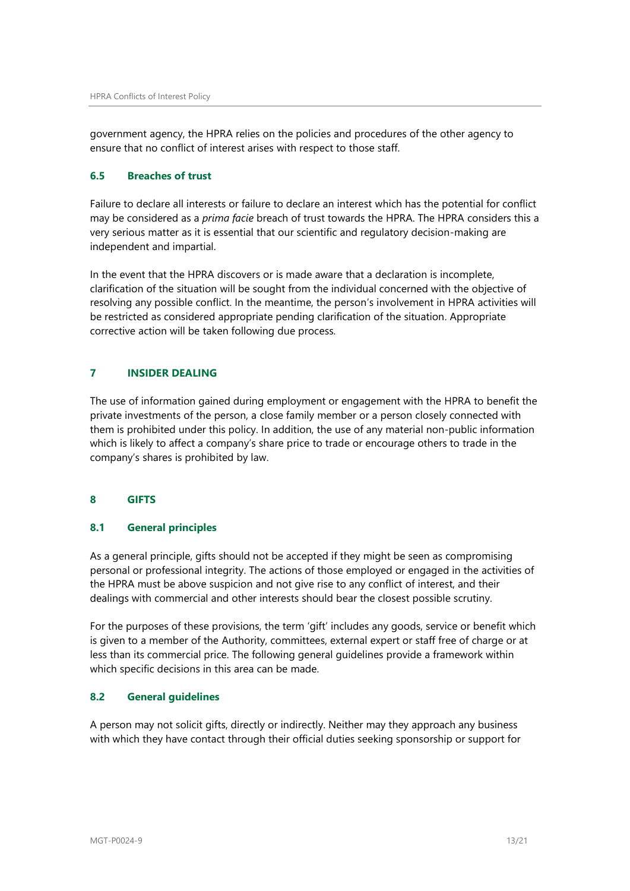government agency, the HPRA relies on the policies and procedures of the other agency to ensure that no conflict of interest arises with respect to those staff.

### 6.5 Breaches of trust

Failure to declare all interests or failure to declare an interest which has the potential for conflict may be considered as a *prima facie* breach of trust towards the HPRA. The HPRA considers this a very serious matter as it is essential that our scientific and regulatory decision-making are independent and impartial.

In the event that the HPRA discovers or is made aware that a declaration is incomplete, clarification of the situation will be sought from the individual concerned with the objective of resolving any possible conflict. In the meantime, the person's involvement in HPRA activities will be restricted as considered appropriate pending clarification of the situation. Appropriate corrective action will be taken following due process.

## 7 INSIDER DEALING

The use of information gained during employment or engagement with the HPRA to benefit the private investments of the person, a close family member or a person closely connected with them is prohibited under this policy. In addition, the use of any material non-public information which is likely to affect a company's share price to trade or encourage others to trade in the company's shares is prohibited by law.

## 8 GIFTS

### 8.1 General principles

As a general principle, gifts should not be accepted if they might be seen as compromising personal or professional integrity. The actions of those employed or engaged in the activities of the HPRA must be above suspicion and not give rise to any conflict of interest, and their dealings with commercial and other interests should bear the closest possible scrutiny.

For the purposes of these provisions, the term 'gift' includes any goods, service or benefit which is given to a member of the Authority, committees, external expert or staff free of charge or at less than its commercial price. The following general guidelines provide a framework within which specific decisions in this area can be made.

### 8.2 General guidelines

A person may not solicit gifts, directly or indirectly. Neither may they approach any business with which they have contact through their official duties seeking sponsorship or support for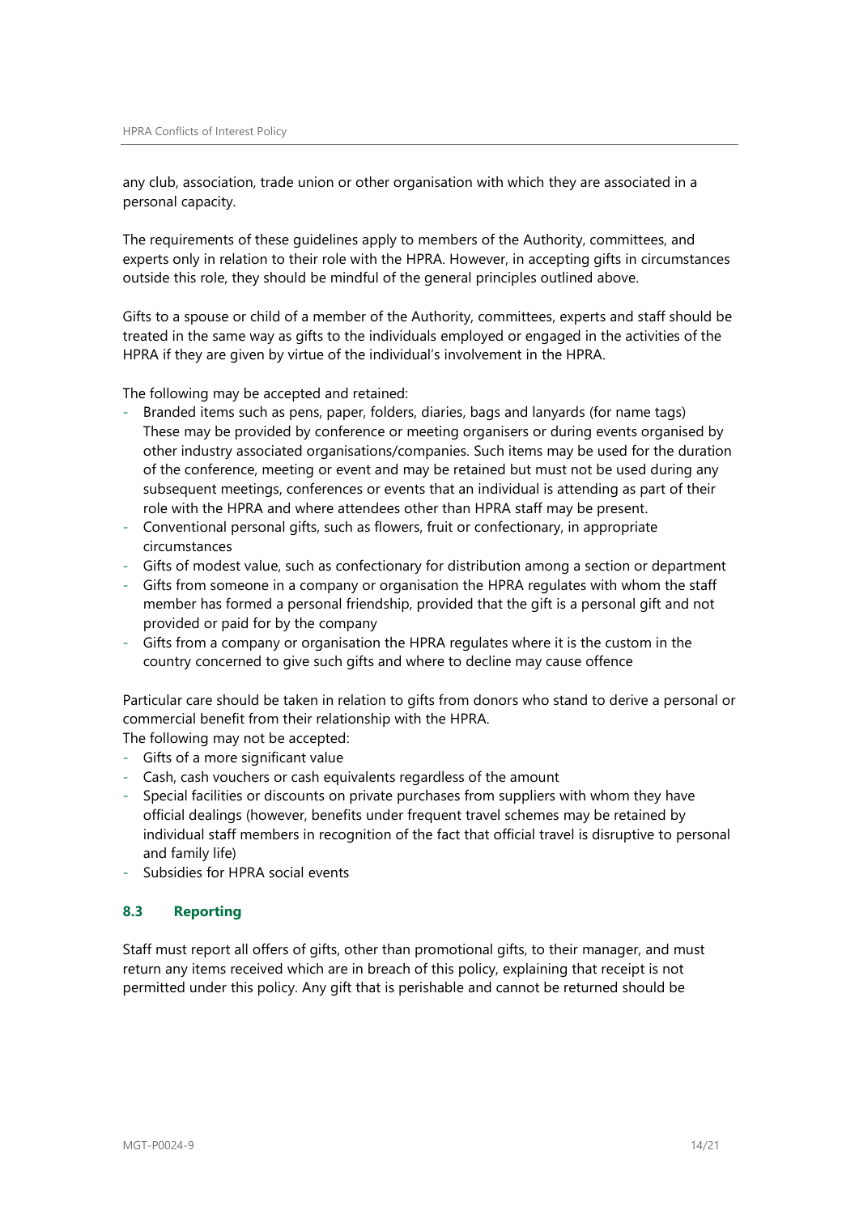any club, association, trade union or other organisation with which they are associated in a personal capacity.

The requirements of these guidelines apply to members of the Authority, committees, and experts only in relation to their role with the HPRA. However, in accepting gifts in circumstances outside this role, they should be mindful of the general principles outlined above.

Gifts to a spouse or child of a member of the Authority, committees, experts and staff should be treated in the same way as gifts to the individuals employed or engaged in the activities of the HPRA if they are given by virtue of the individual's involvement in the HPRA.

The following may be accepted and retained:

- Branded items such as pens, paper, folders, diaries, bags and lanyards (for name tags) These may be provided by conference or meeting organisers or during events organised by other industry associated organisations/companies. Such items may be used for the duration of the conference, meeting or event and may be retained but must not be used during any subsequent meetings, conferences or events that an individual is attending as part of their role with the HPRA and where attendees other than HPRA staff may be present.
- Conventional personal gifts, such as flowers, fruit or confectionary, in appropriate circumstances
- Gifts of modest value, such as confectionary for distribution among a section or department
- Gifts from someone in a company or organisation the HPRA regulates with whom the staff member has formed a personal friendship, provided that the gift is a personal gift and not provided or paid for by the company
- Gifts from a company or organisation the HPRA regulates where it is the custom in the country concerned to give such gifts and where to decline may cause offence

Particular care should be taken in relation to gifts from donors who stand to derive a personal or commercial benefit from their relationship with the HPRA.
The following may not be accepted:

- Gifts of a more significant value
- Cash, cash vouchers or cash equivalents regardless of the amount
- Special facilities or discounts on private purchases from suppliers with whom they have official dealings (however, benefits under frequent travel schemes may be retained by individual staff members in recognition of the fact that official travel is disruptive to personal and family life)
- Subsidies for HPRA social events

### 8.3 Reporting

Staff must report all offers of gifts, other than promotional gifts, to their manager, and must return any items received which are in breach of this policy, explaining that receipt is not permitted under this policy. Any gift that is perishable and cannot be returned should be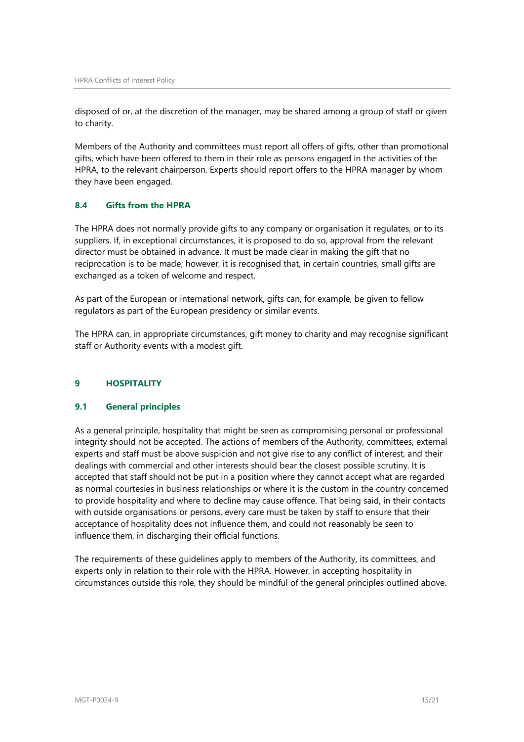disposed of or, at the discretion of the manager, may be shared among a group of staff or given to charity.

Members of the Authority and committees must report all offers of gifts, other than promotional gifts, which have been offered to them in their role as persons engaged in the activities of the HPRA, to the relevant chairperson. Experts should report offers to the HPRA manager by whom they have been engaged.

### 8.4 Gifts from the HPRA

The HPRA does not normally provide gifts to any company or organisation it regulates, or to its suppliers. If, in exceptional circumstances, it is proposed to do so, approval from the relevant director must be obtained in advance. It must be made clear in making the gift that no reciprocation is to be made; however, it is recognised that, in certain countries, small gifts are exchanged as a token of welcome and respect.

As part of the European or international network, gifts can, for example, be given to fellow regulators as part of the European presidency or similar events.

The HPRA can, in appropriate circumstances, gift money to charity and may recognise significant staff or Authority events with a modest gift.

## 9 HOSPITALITY

### 9.1 General principles

As a general principle, hospitality that might be seen as compromising personal or professional integrity should not be accepted. The actions of members of the Authority, committees, external experts and staff must be above suspicion and not give rise to any conflict of interest, and their dealings with commercial and other interests should bear the closest possible scrutiny. It is accepted that staff should not be put in a position where they cannot accept what are regarded as normal courtesies in business relationships or where it is the custom in the country concerned to provide hospitality and where to decline may cause offence. That being said, in their contacts with outside organisations or persons, every care must be taken by staff to ensure that their acceptance of hospitality does not influence them, and could not reasonably be seen to influence them, in discharging their official functions.

The requirements of these guidelines apply to members of the Authority, its committees, and experts only in relation to their role with the HPRA. However, in accepting hospitality in circumstances outside this role, they should be mindful of the general principles outlined above.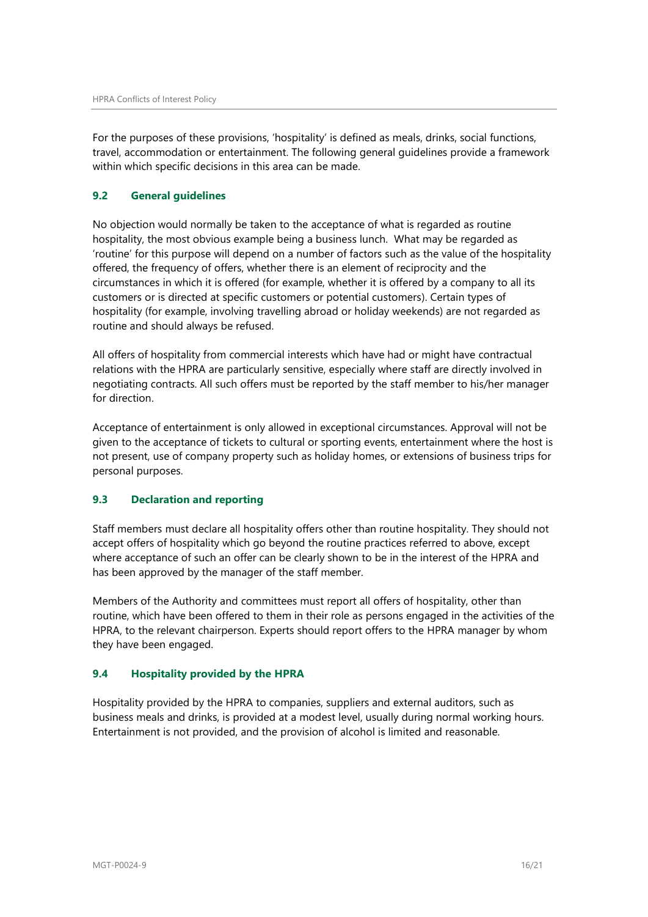For the purposes of these provisions, 'hospitality' is defined as meals, drinks, social functions, travel, accommodation or entertainment. The following general guidelines provide a framework within which specific decisions in this area can be made.

### 9.2 General guidelines

No objection would normally be taken to the acceptance of what is regarded as routine hospitality, the most obvious example being a business lunch. What may be regarded as 'routine' for this purpose will depend on a number of factors such as the value of the hospitality offered, the frequency of offers, whether there is an element of reciprocity and the circumstances in which it is offered (for example, whether it is offered by a company to all its customers or is directed at specific customers or potential customers). Certain types of hospitality (for example, involving travelling abroad or holiday weekends) are not regarded as routine and should always be refused.

All offers of hospitality from commercial interests which have had or might have contractual relations with the HPRA are particularly sensitive, especially where staff are directly involved in negotiating contracts. All such offers must be reported by the staff member to his/her manager for direction.

Acceptance of entertainment is only allowed in exceptional circumstances. Approval will not be given to the acceptance of tickets to cultural or sporting events, entertainment where the host is not present, use of company property such as holiday homes, or extensions of business trips for personal purposes.

### 9.3 Declaration and reporting

Staff members must declare all hospitality offers other than routine hospitality. They should not accept offers of hospitality which go beyond the routine practices referred to above, except where acceptance of such an offer can be clearly shown to be in the interest of the HPRA and has been approved by the manager of the staff member.

Members of the Authority and committees must report all offers of hospitality, other than routine, which have been offered to them in their role as persons engaged in the activities of the HPRA, to the relevant chairperson. Experts should report offers to the HPRA manager by whom they have been engaged.

### 9.4 Hospitality provided by the HPRA

Hospitality provided by the HPRA to companies, suppliers and external auditors, such as business meals and drinks, is provided at a modest level, usually during normal working hours. Entertainment is not provided, and the provision of alcohol is limited and reasonable.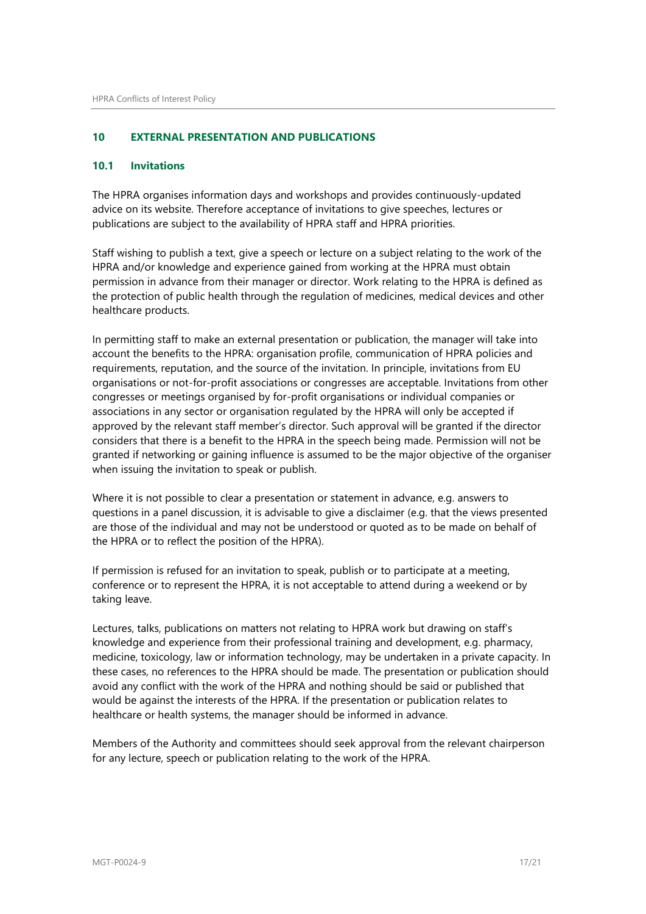## 10 EXTERNAL PRESENTATION AND PUBLICATIONS

### 10.1 Invitations

The HPRA organises information days and workshops and provides continuously-updated advice on its website. Therefore acceptance of invitations to give speeches, lectures or publications are subject to the availability of HPRA staff and HPRA priorities.

Staff wishing to publish a text, give a speech or lecture on a subject relating to the work of the HPRA and/or knowledge and experience gained from working at the HPRA must obtain permission in advance from their manager or director. Work relating to the HPRA is defined as the protection of public health through the regulation of medicines, medical devices and other healthcare products.

In permitting staff to make an external presentation or publication, the manager will take into account the benefits to the HPRA: organisation profile, communication of HPRA policies and requirements, reputation, and the source of the invitation. In principle, invitations from EU organisations or not-for-profit associations or congresses are acceptable. Invitations from other congresses or meetings organised by for-profit organisations or individual companies or associations in any sector or organisation regulated by the HPRA will only be accepted if approved by the relevant staff member's director. Such approval will be granted if the director considers that there is a benefit to the HPRA in the speech being made. Permission will not be granted if networking or gaining influence is assumed to be the major objective of the organiser when issuing the invitation to speak or publish.

Where it is not possible to clear a presentation or statement in advance, e.g. answers to questions in a panel discussion, it is advisable to give a disclaimer (e.g. that the views presented are those of the individual and may not be understood or quoted as to be made on behalf of the HPRA or to reflect the position of the HPRA).

If permission is refused for an invitation to speak, publish or to participate at a meeting, conference or to represent the HPRA, it is not acceptable to attend during a weekend or by taking leave.

Lectures, talks, publications on matters not relating to HPRA work but drawing on staff's knowledge and experience from their professional training and development, e.g. pharmacy, medicine, toxicology, law or information technology, may be undertaken in a private capacity. In these cases, no references to the HPRA should be made. The presentation or publication should avoid any conflict with the work of the HPRA and nothing should be said or published that would be against the interests of the HPRA. If the presentation or publication relates to healthcare or health systems, the manager should be informed in advance.

Members of the Authority and committees should seek approval from the relevant chairperson for any lecture, speech or publication relating to the work of the HPRA.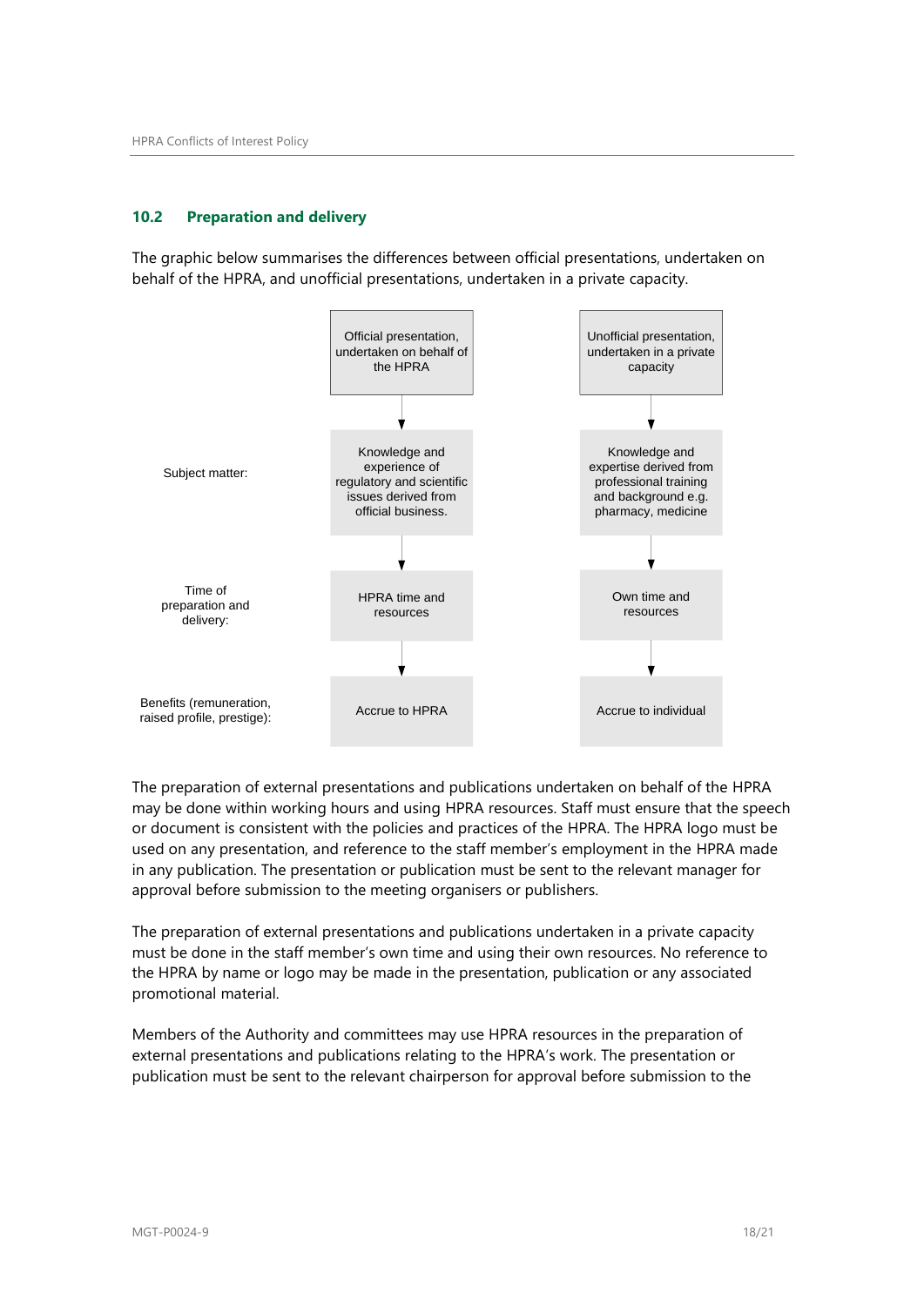### 10.2 Preparation and delivery

The graphic below summarises the differences between official presentations, undertaken on behalf of the HPRA, and unofficial presentations, undertaken in a private capacity.

| | Official presentation, undertaken on behalf of the HPRA | Unofficial presentation, undertaken in a private capacity |
|---|---|---|
| Subject matter: | Knowledge and experience of regulatory and scientific issues derived from official business. | Knowledge and expertise derived from professional training and background e.g. pharmacy, medicine |
| Time of preparation and delivery: | HPRA time and resources | Own time and resources |
| Benefits (remuneration, raised profile, prestige): | Accrue to HPRA | Accrue to individual |

The preparation of external presentations and publications undertaken on behalf of the HPRA may be done within working hours and using HPRA resources. Staff must ensure that the speech or document is consistent with the policies and practices of the HPRA. The HPRA logo must be used on any presentation, and reference to the staff member's employment in the HPRA made in any publication. The presentation or publication must be sent to the relevant manager for approval before submission to the meeting organisers or publishers.

The preparation of external presentations and publications undertaken in a private capacity must be done in the staff member's own time and using their own resources. No reference to the HPRA by name or logo may be made in the presentation, publication or any associated promotional material.

Members of the Authority and committees may use HPRA resources in the preparation of external presentations and publications relating to the HPRA's work. The presentation or publication must be sent to the relevant chairperson for approval before submission to the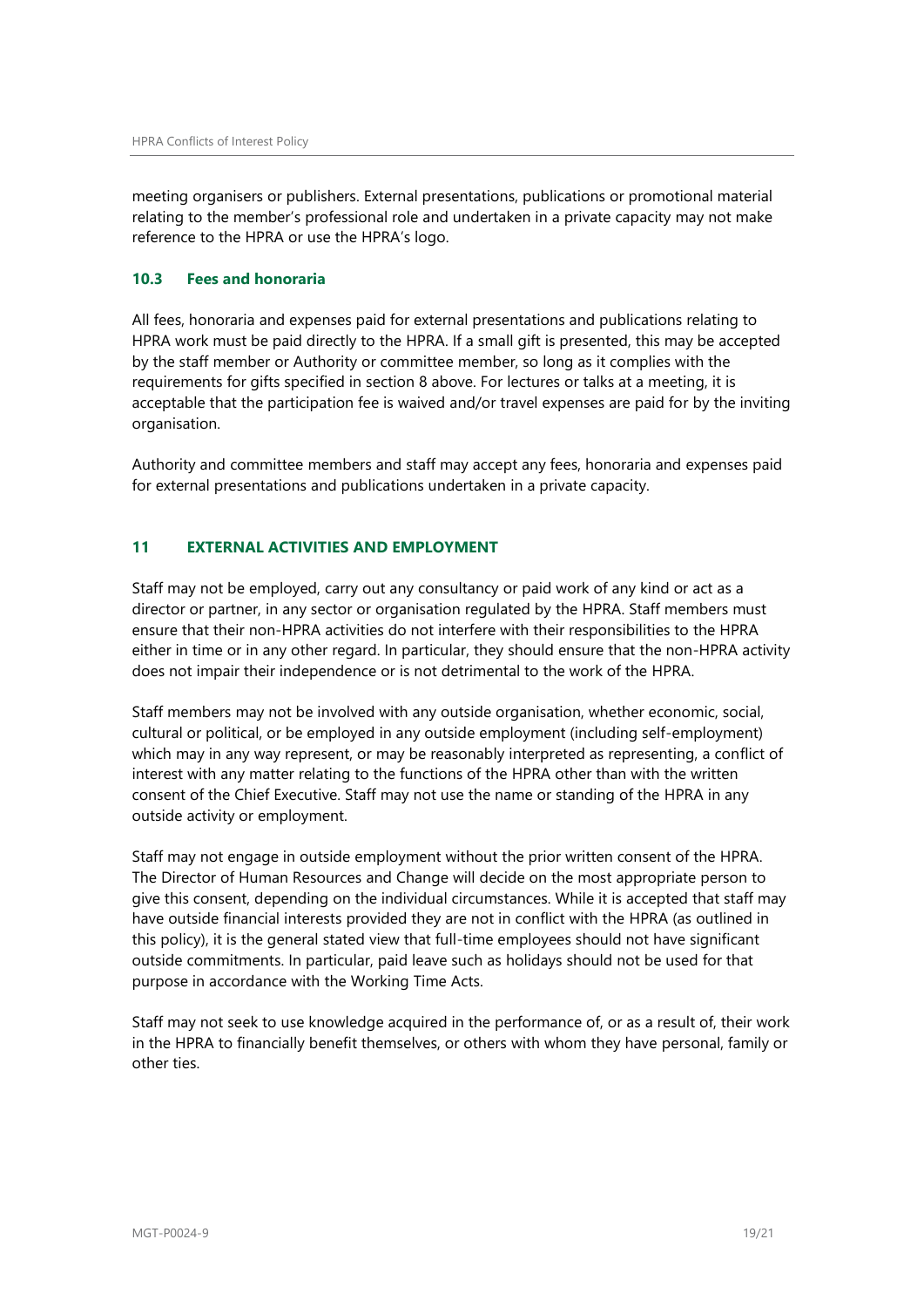meeting organisers or publishers. External presentations, publications or promotional material relating to the member's professional role and undertaken in a private capacity may not make reference to the HPRA or use the HPRA's logo.

### 10.3 Fees and honoraria

All fees, honoraria and expenses paid for external presentations and publications relating to HPRA work must be paid directly to the HPRA. If a small gift is presented, this may be accepted by the staff member or Authority or committee member, so long as it complies with the requirements for gifts specified in section 8 above. For lectures or talks at a meeting, it is acceptable that the participation fee is waived and/or travel expenses are paid for by the inviting organisation.

Authority and committee members and staff may accept any fees, honoraria and expenses paid for external presentations and publications undertaken in a private capacity.

## 11 EXTERNAL ACTIVITIES AND EMPLOYMENT

Staff may not be employed, carry out any consultancy or paid work of any kind or act as a director or partner, in any sector or organisation regulated by the HPRA. Staff members must ensure that their non-HPRA activities do not interfere with their responsibilities to the HPRA either in time or in any other regard. In particular, they should ensure that the non-HPRA activity does not impair their independence or is not detrimental to the work of the HPRA.

Staff members may not be involved with any outside organisation, whether economic, social, cultural or political, or be employed in any outside employment (including self-employment) which may in any way represent, or may be reasonably interpreted as representing, a conflict of interest with any matter relating to the functions of the HPRA other than with the written consent of the Chief Executive. Staff may not use the name or standing of the HPRA in any outside activity or employment.

Staff may not engage in outside employment without the prior written consent of the HPRA. The Director of Human Resources and Change will decide on the most appropriate person to give this consent, depending on the individual circumstances. While it is accepted that staff may have outside financial interests provided they are not in conflict with the HPRA (as outlined in this policy), it is the general stated view that full-time employees should not have significant outside commitments. In particular, paid leave such as holidays should not be used for that purpose in accordance with the Working Time Acts.

Staff may not seek to use knowledge acquired in the performance of, or as a result of, their work in the HPRA to financially benefit themselves, or others with whom they have personal, family or other ties.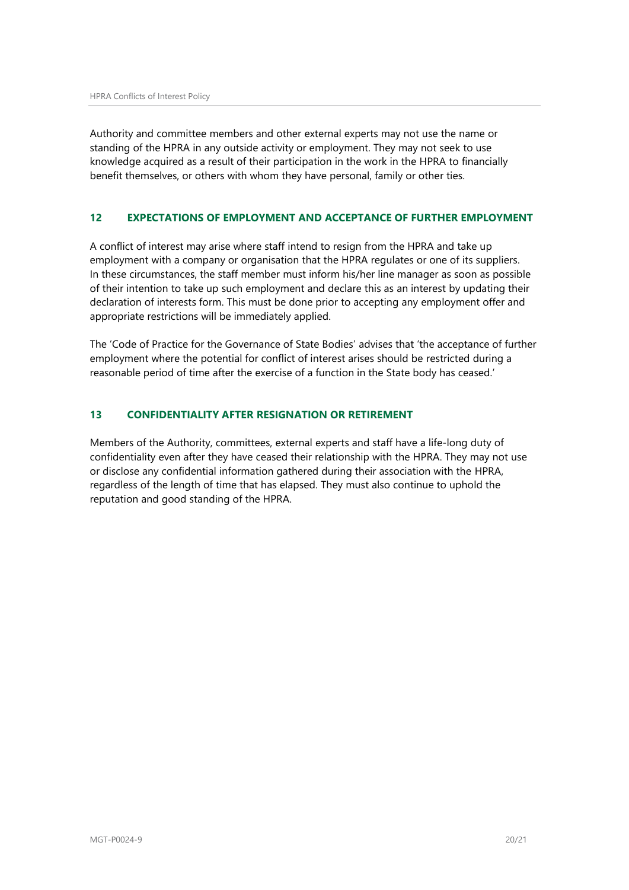Authority and committee members and other external experts may not use the name or standing of the HPRA in any outside activity or employment. They may not seek to use knowledge acquired as a result of their participation in the work in the HPRA to financially benefit themselves, or others with whom they have personal, family or other ties.

## 12 EXPECTATIONS OF EMPLOYMENT AND ACCEPTANCE OF FURTHER EMPLOYMENT

A conflict of interest may arise where staff intend to resign from the HPRA and take up employment with a company or organisation that the HPRA regulates or one of its suppliers. In these circumstances, the staff member must inform his/her line manager as soon as possible of their intention to take up such employment and declare this as an interest by updating their declaration of interests form. This must be done prior to accepting any employment offer and appropriate restrictions will be immediately applied.

The 'Code of Practice for the Governance of State Bodies' advises that 'the acceptance of further employment where the potential for conflict of interest arises should be restricted during a reasonable period of time after the exercise of a function in the State body has ceased.'

## 13 CONFIDENTIALITY AFTER RESIGNATION OR RETIREMENT

Members of the Authority, committees, external experts and staff have a life-long duty of confidentiality even after they have ceased their relationship with the HPRA. They may not use or disclose any confidential information gathered during their association with the HPRA, regardless of the length of time that has elapsed. They must also continue to uphold the reputation and good standing of the HPRA.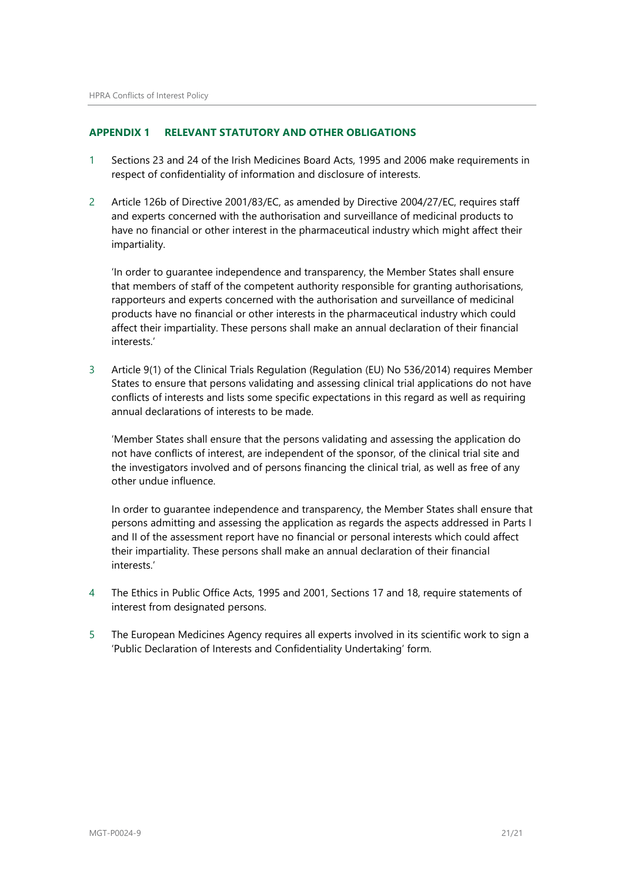## APPENDIX 1 RELEVANT STATUTORY AND OTHER OBLIGATIONS

1. Sections 23 and 24 of the Irish Medicines Board Acts, 1995 and 2006 make requirements in respect of confidentiality of information and disclosure of interests.

2. Article 126b of Directive 2001/83/EC, as amended by Directive 2004/27/EC, requires staff and experts concerned with the authorisation and surveillance of medicinal products to have no financial or other interest in the pharmaceutical industry which might affect their impartiality.

   'In order to guarantee independence and transparency, the Member States shall ensure that members of staff of the competent authority responsible for granting authorisations, rapporteurs and experts concerned with the authorisation and surveillance of medicinal products have no financial or other interests in the pharmaceutical industry which could affect their impartiality. These persons shall make an annual declaration of their financial interests.'

3. Article 9(1) of the Clinical Trials Regulation (Regulation (EU) No 536/2014) requires Member States to ensure that persons validating and assessing clinical trial applications do not have conflicts of interests and lists some specific expectations in this regard as well as requiring annual declarations of interests to be made.

   'Member States shall ensure that the persons validating and assessing the application do not have conflicts of interest, are independent of the sponsor, of the clinical trial site and the investigators involved and of persons financing the clinical trial, as well as free of any other undue influence.

   In order to guarantee independence and transparency, the Member States shall ensure that persons admitting and assessing the application as regards the aspects addressed in Parts I and II of the assessment report have no financial or personal interests which could affect their impartiality. These persons shall make an annual declaration of their financial interests.'

4. The Ethics in Public Office Acts, 1995 and 2001, Sections 17 and 18, require statements of interest from designated persons.

5. The European Medicines Agency requires all experts involved in its scientific work to sign a 'Public Declaration of Interests and Confidentiality Undertaking' form.